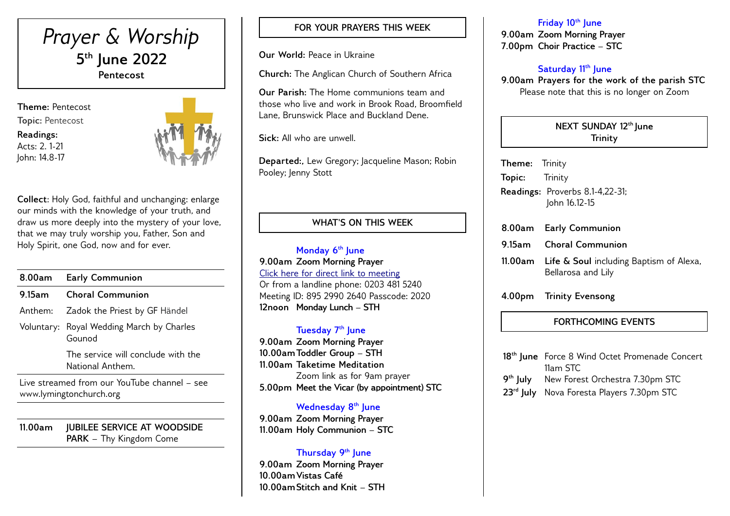# *Prayer & Worship*

## 5th June 2022

**Pentecost**

**Theme:** Pentecost

**Topic:** Pentecost

**Readings:**
Acts: 2. 1-21
John: 14.8-17

**Collect:** Holy God, faithful and unchanging: enlarge our minds with the knowledge of your truth, and draw us more deeply into the mystery of your love, that we may truly worship you, Father, Son and Holy Spirit, one God, now and for ever.

| | |
|---|---|
| **8.00am** | **Early Communion** |
| **9.15am** | **Choral Communion** |
| Anthem: | Zadok the Priest by GF Händel |
| Voluntary: | Royal Wedding March by Charles Gounod |
| | The service will conclude with the National Anthem. |

Live streamed from our YouTube channel – see www.lymingtonchurch.org

| | |
|---|---|
| **11.00am** | **JUBILEE SERVICE AT WOODSIDE PARK** – Thy Kingdom Come |

## FOR YOUR PRAYERS THIS WEEK

**Our World:** Peace in Ukraine

**Church:** The Anglican Church of Southern Africa

**Our Parish:** The Home communions team and those who live and work in Brook Road, Broomfield Lane, Brunswick Place and Buckland Dene.

**Sick:** All who are unwell.

**Departed:**, Lew Gregory; Jacqueline Mason; Robin Pooley; Jenny Stott

## WHAT'S ON THIS WEEK

**Monday 6th June**

**9.00am Zoom Morning Prayer**
Click here for direct link to meeting
Or from a landline phone: 0203 481 5240
Meeting ID: 895 2990 2640 Passcode: 2020
**12noon Monday Lunch – STH**

**Tuesday 7th June**

**9.00am Zoom Morning Prayer**
**10.00am Toddler Group – STH**
**11.00am Taketime Meditation**
Zoom link as for 9am prayer
**5.00pm Meet the Vicar (by appointment) STC**

**Wednesday 8th June**

**9.00am Zoom Morning Prayer**
**11.00am Holy Communion – STC**

**Thursday 9th June**

**9.00am Zoom Morning Prayer**
**10.00am Vistas Café**
**10.00am Stitch and Knit – STH**

**Friday 10th June**

**9.00am Zoom Morning Prayer**
**7.00pm Choir Practice – STC**

**Saturday 11th June**

**9.00am Prayers for the work of the parish STC**
Please note that this is no longer on Zoom

## NEXT SUNDAY 12th June
**Trinity**

**Theme:** Trinity

**Topic:** Trinity

**Readings:** Proverbs 8.1-4,22-31;
John 16.12-15

| | |
|---|---|
| **8.00am** | **Early Communion** |
| **9.15am** | **Choral Communion** |
| **11.00am** | **Life & Soul** including Baptism of Alexa, Bellarosa and Lily |
| **4.00pm** | **Trinity Evensong** |

## FORTHCOMING EVENTS

| | |
|---|---|
| **18th June** | Force 8 Wind Octet Promenade Concert 11am STC |
| **9th July** | New Forest Orchestra 7.30pm STC |
| **23rd July** | Nova Foresta Players 7.30pm STC |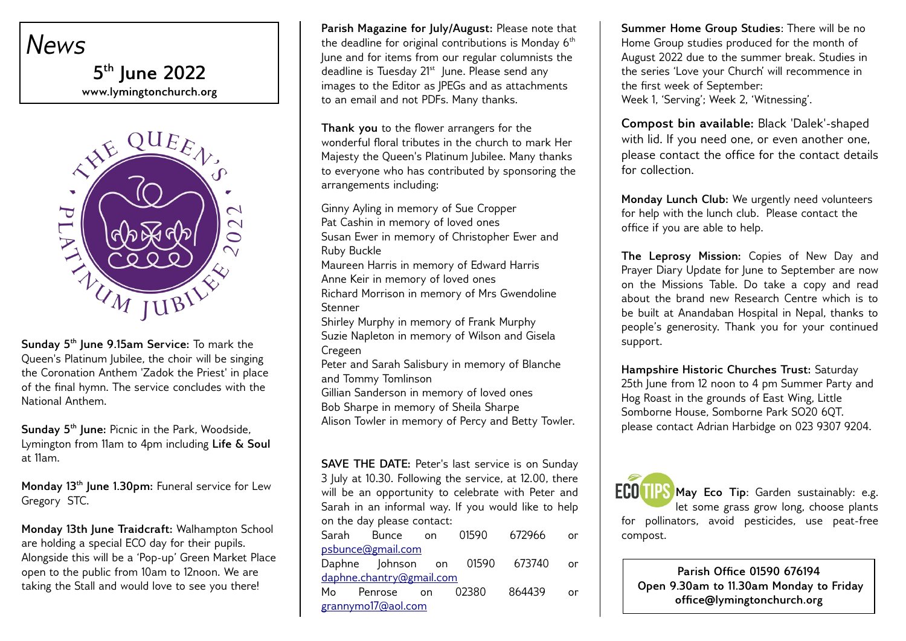# *News*

## 5th June 2022

**www.lymingtonchurch.org**

**Sunday 5th June 9.15am Service:** To mark the Queen's Platinum Jubilee, the choir will be singing the Coronation Anthem 'Zadok the Priest' in place of the final hymn. The service concludes with the National Anthem.

**Sunday 5th June:** Picnic in the Park, Woodside, Lymington from 11am to 4pm including **Life & Soul** at 11am.

**Monday 13th June 1.30pm:** Funeral service for Lew Gregory STC.

**Monday 13th June Traidcraft:** Walhampton School are holding a special ECO day for their pupils. Alongside this will be a 'Pop-up' Green Market Place open to the public from 10am to 12noon. We are taking the Stall and would love to see you there!

**Parish Magazine for July/August:** Please note that the deadline for original contributions is Monday 6th June and for items from our regular columnists the deadline is Tuesday 21st June. Please send any images to the Editor as JPEGs and as attachments to an email and not PDFs. Many thanks.

**Thank you** to the flower arrangers for the wonderful floral tributes in the church to mark Her Majesty the Queen's Platinum Jubilee. Many thanks to everyone who has contributed by sponsoring the arrangements including:

Ginny Ayling in memory of Sue Cropper
Pat Cashin in memory of loved ones
Susan Ewer in memory of Christopher Ewer and Ruby Buckle
Maureen Harris in memory of Edward Harris
Anne Keir in memory of loved ones
Richard Morrison in memory of Mrs Gwendoline Stenner
Shirley Murphy in memory of Frank Murphy
Suzie Napleton in memory of Wilson and Gisela Cregeen
Peter and Sarah Salisbury in memory of Blanche and Tommy Tomlinson
Gillian Sanderson in memory of loved ones
Bob Sharpe in memory of Sheila Sharpe
Alison Towler in memory of Percy and Betty Towler.

**SAVE THE DATE:** Peter's last service is on Sunday 3 July at 10.30. Following the service, at 12.00, there will be an opportunity to celebrate with Peter and Sarah in an informal way. If you would like to help on the day please contact:
Sarah Bunce on 01590 672966 or psbunce@gmail.com
Daphne Johnson on 01590 673740 or daphne.chantry@gmail.com
Mo Penrose on 02380 864439 or grannymo17@aol.com

**Summer Home Group Studies**: There will be no Home Group studies produced for the month of August 2022 due to the summer break. Studies in the series 'Love your Church' will recommence in the first week of September:
Week 1, 'Serving'; Week 2, 'Witnessing'.

**Compost bin available:** Black 'Dalek'-shaped with lid. If you need one, or even another one, please contact the office for the contact details for collection.

**Monday Lunch Club:** We urgently need volunteers for help with the lunch club. Please contact the office if you are able to help.

**The Leprosy Mission:** Copies of New Day and Prayer Diary Update for June to September are now on the Missions Table. Do take a copy and read about the brand new Research Centre which is to be built at Anandaban Hospital in Nepal, thanks to people's generosity. Thank you for your continued support.

**Hampshire Historic Churches Trust:** Saturday 25th June from 12 noon to 4 pm Summer Party and Hog Roast in the grounds of East Wing, Little Somborne House, Somborne Park SO20 6QT. please contact Adrian Harbidge on 023 9307 9204.

ECO TIPS **May Eco Tip**: Garden sustainably: e.g. let some grass grow long, choose plants for pollinators, avoid pesticides, use peat-free compost.

**Parish Office 01590 676194**
**Open 9.30am to 11.30am Monday to Friday**
**office@lymingtonchurch.org**